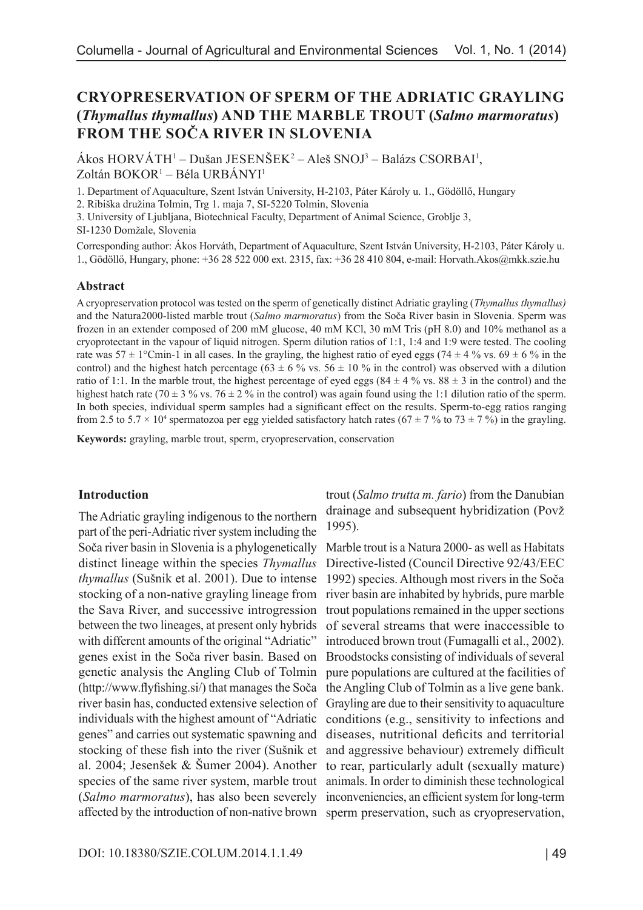# CRYOPRESERVATION OF SPERM OF THE ADRIATIC GRAYLING (*Thymallus thymallus*) AND THE MARBLE TROUT (*Salmo marmoratus*) FROM THE SOČA RIVER IN SLOVENIA

Ákos HORVÁTH[1] – Dušan JESENŠEK[2] – Aleš SNOJ[3] – Balázs CSORBAI[1], Zoltán BOKOR[1] – Béla URBÁNYI[1]

1. Department of Aquaculture, Szent István University, H-2103, Páter Károly u. 1., Gödöllő, Hungary
2. Ribiška družina Tolmin, Trg 1. maja 7, SI-5220 Tolmin, Slovenia
3. University of Ljubljana, Biotechnical Faculty, Department of Animal Science, Groblje 3, SI-1230 Domžale, Slovenia

Corresponding author: Ákos Horváth, Department of Aquaculture, Szent István University, H-2103, Páter Károly u. 1., Gödöllő, Hungary, phone: +36 28 522 000 ext. 2315, fax: +36 28 410 804, e-mail: Horvath.Akos@mkk.szie.hu

## Abstract

A cryopreservation protocol was tested on the sperm of genetically distinct Adriatic grayling (*Thymallus thymallus)* and the Natura2000-listed marble trout (*Salmo marmoratus*) from the Soča River basin in Slovenia. Sperm was frozen in an extender composed of 200 mM glucose, 40 mM KCl, 30 mM Tris (pH 8.0) and 10% methanol as a cryoprotectant in the vapour of liquid nitrogen. Sperm dilution ratios of 1:1, 1:4 and 1:9 were tested. The cooling rate was $57 \pm 1$°Cmin-1 in all cases. In the grayling, the highest ratio of eyed eggs ($74 \pm 4$ % vs. $69 \pm 6$ % in the control) and the highest hatch percentage ($63 \pm 6$ % vs. $56 \pm 10$ % in the control) was observed with a dilution ratio of 1:1. In the marble trout, the highest percentage of eyed eggs ($84 \pm 4$ % vs. $88 \pm 3$ in the control) and the highest hatch rate ($70 \pm 3$ % vs. $76 \pm 2$ % in the control) was again found using the 1:1 dilution ratio of the sperm. In both species, individual sperm samples had a significant effect on the results. Sperm-to-egg ratios ranging from 2.5 to $5.7 \times 10^4$ spermatozoa per egg yielded satisfactory hatch rates ($67 \pm 7$ % to $73 \pm 7$ %) in the grayling.

**Keywords:** grayling, marble trout, sperm, cryopreservation, conservation

## Introduction

The Adriatic grayling indigenous to the northern part of the peri-Adriatic river system including the Soča river basin in Slovenia is a phylogenetically distinct lineage within the species *Thymallus thymallus* (Sušnik et al. 2001). Due to intense stocking of a non-native grayling lineage from the Sava River, and successive introgression between the two lineages, at present only hybrids with different amounts of the original "Adriatic" genes exist in the Soča river basin. Based on genetic analysis the Angling Club of Tolmin (http://www.flyfishing.si/) that manages the Soča river basin has, conducted extensive selection of individuals with the highest amount of "Adriatic genes" and carries out systematic spawning and stocking of these fish into the river (Sušnik et al. 2004; Jesenšek & Šumer 2004). Another species of the same river system, marble trout (*Salmo marmoratus*), has also been severely affected by the introduction of non-native brown trout (*Salmo trutta m. fario*) from the Danubian drainage and subsequent hybridization (Povž 1995).

Marble trout is a Natura 2000- as well as Habitats Directive-listed (Council Directive 92/43/EEC 1992) species. Although most rivers in the Soča river basin are inhabited by hybrids, pure marble trout populations remained in the upper sections of several streams that were inaccessible to introduced brown trout (Fumagalli et al., 2002). Broodstocks consisting of individuals of several pure populations are cultured at the facilities of the Angling Club of Tolmin as a live gene bank. Grayling are due to their sensitivity to aquaculture conditions (e.g., sensitivity to infections and diseases, nutritional deficits and territorial and aggressive behaviour) extremely difficult to rear, particularly adult (sexually mature) animals. In order to diminish these technological inconveniencies, an efficient system for long-term sperm preservation, such as cryopreservation,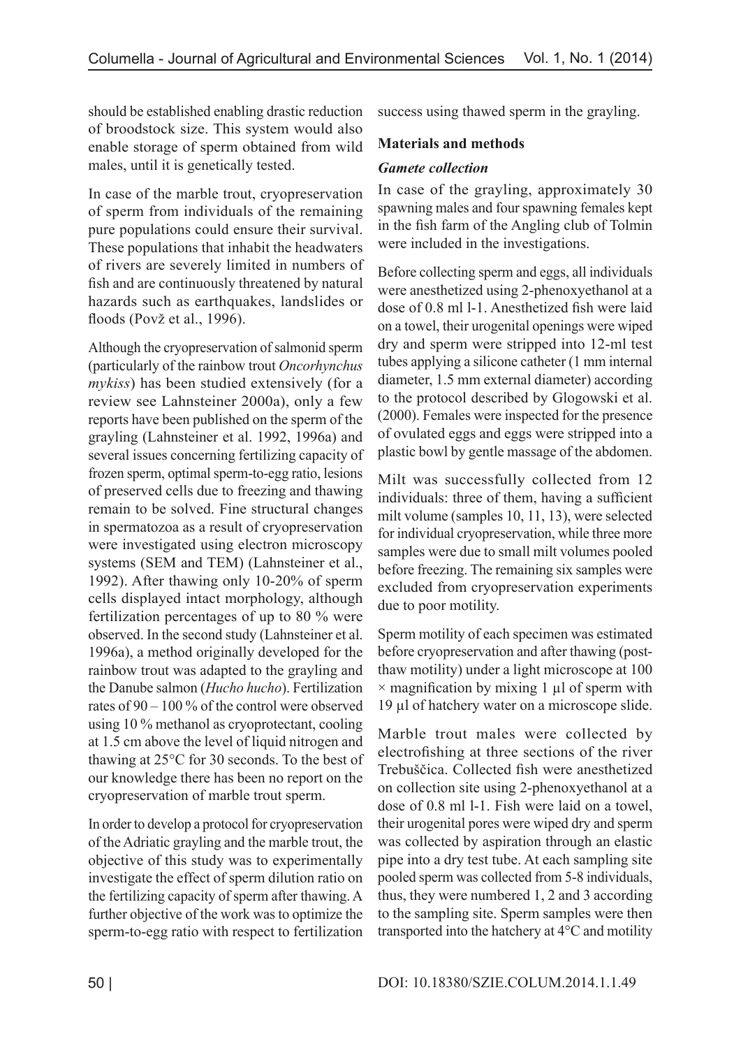should be established enabling drastic reduction of broodstock size. This system would also enable storage of sperm obtained from wild males, until it is genetically tested.

In case of the marble trout, cryopreservation of sperm from individuals of the remaining pure populations could ensure their survival. These populations that inhabit the headwaters of rivers are severely limited in numbers of fish and are continuously threatened by natural hazards such as earthquakes, landslides or floods (Povž et al., 1996).

Although the cryopreservation of salmonid sperm (particularly of the rainbow trout *Oncorhynchus mykiss*) has been studied extensively (for a review see Lahnsteiner 2000a), only a few reports have been published on the sperm of the grayling (Lahnsteiner et al. 1992, 1996a) and several issues concerning fertilizing capacity of frozen sperm, optimal sperm-to-egg ratio, lesions of preserved cells due to freezing and thawing remain to be solved. Fine structural changes in spermatozoa as a result of cryopreservation were investigated using electron microscopy systems (SEM and TEM) (Lahnsteiner et al., 1992). After thawing only 10-20% of sperm cells displayed intact morphology, although fertilization percentages of up to 80 % were observed. In the second study (Lahnsteiner et al. 1996a), a method originally developed for the rainbow trout was adapted to the grayling and the Danube salmon (*Hucho hucho*). Fertilization rates of 90 – 100 % of the control were observed using 10 % methanol as cryoprotectant, cooling at 1.5 cm above the level of liquid nitrogen and thawing at 25°C for 30 seconds. To the best of our knowledge there has been no report on the cryopreservation of marble trout sperm.

In order to develop a protocol for cryopreservation of the Adriatic grayling and the marble trout, the objective of this study was to experimentally investigate the effect of sperm dilution ratio on the fertilizing capacity of sperm after thawing. A further objective of the work was to optimize the sperm-to-egg ratio with respect to fertilization success using thawed sperm in the grayling.

## Materials and methods

### *Gamete collection*

In case of the grayling, approximately 30 spawning males and four spawning females kept in the fish farm of the Angling club of Tolmin were included in the investigations.

Before collecting sperm and eggs, all individuals were anesthetized using 2-phenoxyethanol at a dose of 0.8 ml l-1. Anesthetized fish were laid on a towel, their urogenital openings were wiped dry and sperm were stripped into 12-ml test tubes applying a silicone catheter (1 mm internal diameter, 1.5 mm external diameter) according to the protocol described by Glogowski et al. (2000). Females were inspected for the presence of ovulated eggs and eggs were stripped into a plastic bowl by gentle massage of the abdomen.

Milt was successfully collected from 12 individuals: three of them, having a sufficient milt volume (samples 10, 11, 13), were selected for individual cryopreservation, while three more samples were due to small milt volumes pooled before freezing. The remaining six samples were excluded from cryopreservation experiments due to poor motility.

Sperm motility of each specimen was estimated before cryopreservation and after thawing (post-thaw motility) under a light microscope at 100 × magnification by mixing 1 µl of sperm with 19 µl of hatchery water on a microscope slide.

Marble trout males were collected by electrofishing at three sections of the river Trebuščica. Collected fish were anesthetized on collection site using 2-phenoxyethanol at a dose of 0.8 ml l-1. Fish were laid on a towel, their urogenital pores were wiped dry and sperm was collected by aspiration through an elastic pipe into a dry test tube. At each sampling site pooled sperm was collected from 5-8 individuals, thus, they were numbered 1, 2 and 3 according to the sampling site. Sperm samples were then transported into the hatchery at 4°C and motility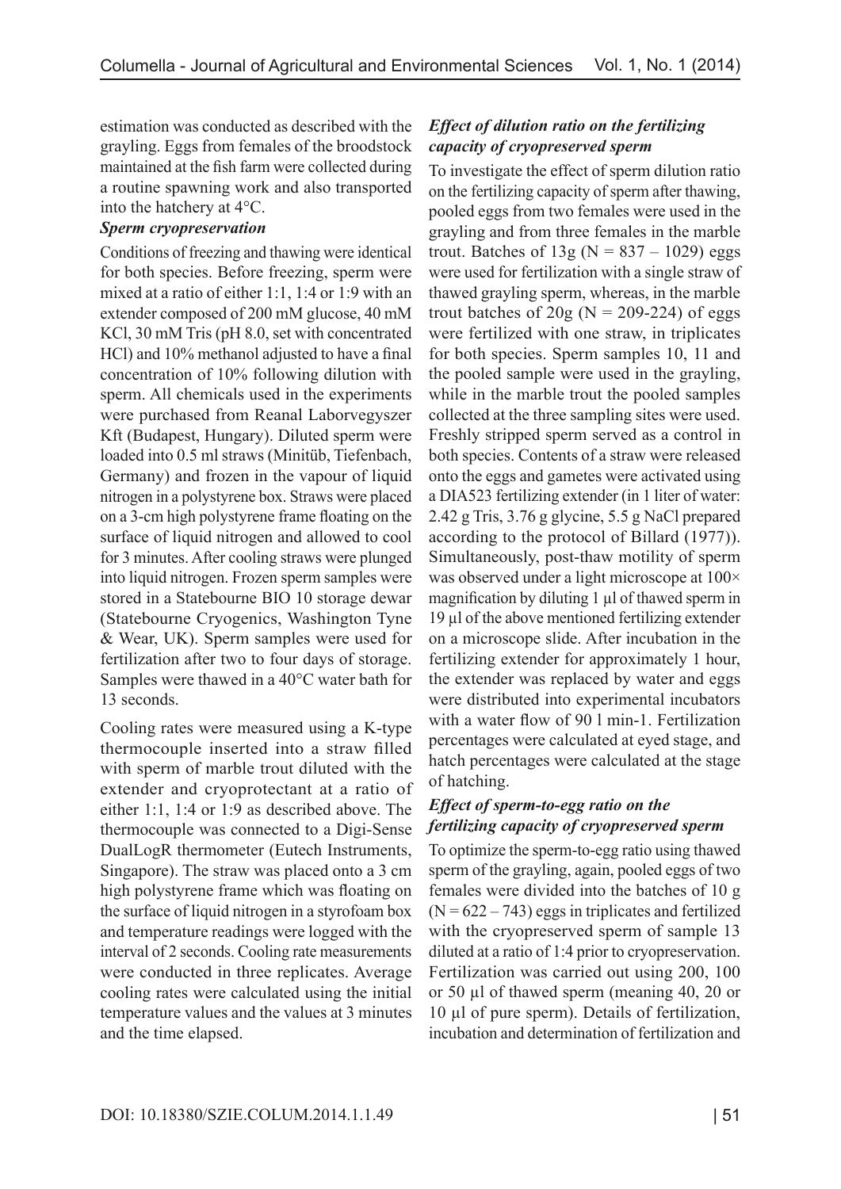estimation was conducted as described with the grayling. Eggs from females of the broodstock maintained at the fish farm were collected during a routine spawning work and also transported into the hatchery at 4°C.

### *Sperm cryopreservation*

Conditions of freezing and thawing were identical for both species. Before freezing, sperm were mixed at a ratio of either 1:1, 1:4 or 1:9 with an extender composed of 200 mM glucose, 40 mM KCl, 30 mM Tris (pH 8.0, set with concentrated HCl) and 10% methanol adjusted to have a final concentration of 10% following dilution with sperm. All chemicals used in the experiments were purchased from Reanal Laborvegyszer Kft (Budapest, Hungary). Diluted sperm were loaded into 0.5 ml straws (Minitüb, Tiefenbach, Germany) and frozen in the vapour of liquid nitrogen in a polystyrene box. Straws were placed on a 3-cm high polystyrene frame floating on the surface of liquid nitrogen and allowed to cool for 3 minutes. After cooling straws were plunged into liquid nitrogen. Frozen sperm samples were stored in a Statebourne BIO 10 storage dewar (Statebourne Cryogenics, Washington Tyne & Wear, UK). Sperm samples were used for fertilization after two to four days of storage. Samples were thawed in a 40°C water bath for 13 seconds.

Cooling rates were measured using a K-type thermocouple inserted into a straw filled with sperm of marble trout diluted with the extender and cryoprotectant at a ratio of either 1:1, 1:4 or 1:9 as described above. The thermocouple was connected to a Digi-Sense DualLogR thermometer (Eutech Instruments, Singapore). The straw was placed onto a 3 cm high polystyrene frame which was floating on the surface of liquid nitrogen in a styrofoam box and temperature readings were logged with the interval of 2 seconds. Cooling rate measurements were conducted in three replicates. Average cooling rates were calculated using the initial temperature values and the values at 3 minutes and the time elapsed.

### *Effect of dilution ratio on the fertilizing capacity of cryopreserved sperm*

To investigate the effect of sperm dilution ratio on the fertilizing capacity of sperm after thawing, pooled eggs from two females were used in the grayling and from three females in the marble trout. Batches of 13g (N = 837 – 1029) eggs were used for fertilization with a single straw of thawed grayling sperm, whereas, in the marble trout batches of 20g (N = 209-224) of eggs were fertilized with one straw, in triplicates for both species. Sperm samples 10, 11 and the pooled sample were used in the grayling, while in the marble trout the pooled samples collected at the three sampling sites were used. Freshly stripped sperm served as a control in both species. Contents of a straw were released onto the eggs and gametes were activated using a DIA523 fertilizing extender (in 1 liter of water: 2.42 g Tris, 3.76 g glycine, 5.5 g NaCl prepared according to the protocol of Billard (1977)). Simultaneously, post-thaw motility of sperm was observed under a light microscope at 100× magnification by diluting 1 µl of thawed sperm in 19 µl of the above mentioned fertilizing extender on a microscope slide. After incubation in the fertilizing extender for approximately 1 hour, the extender was replaced by water and eggs were distributed into experimental incubators with a water flow of 90 l min-1. Fertilization percentages were calculated at eyed stage, and hatch percentages were calculated at the stage of hatching.

### *Effect of sperm-to-egg ratio on the fertilizing capacity of cryopreserved sperm*

To optimize the sperm-to-egg ratio using thawed sperm of the grayling, again, pooled eggs of two females were divided into the batches of 10 g (N = 622 – 743) eggs in triplicates and fertilized with the cryopreserved sperm of sample 13 diluted at a ratio of 1:4 prior to cryopreservation. Fertilization was carried out using 200, 100 or 50 µl of thawed sperm (meaning 40, 20 or 10 µl of pure sperm). Details of fertilization, incubation and determination of fertilization and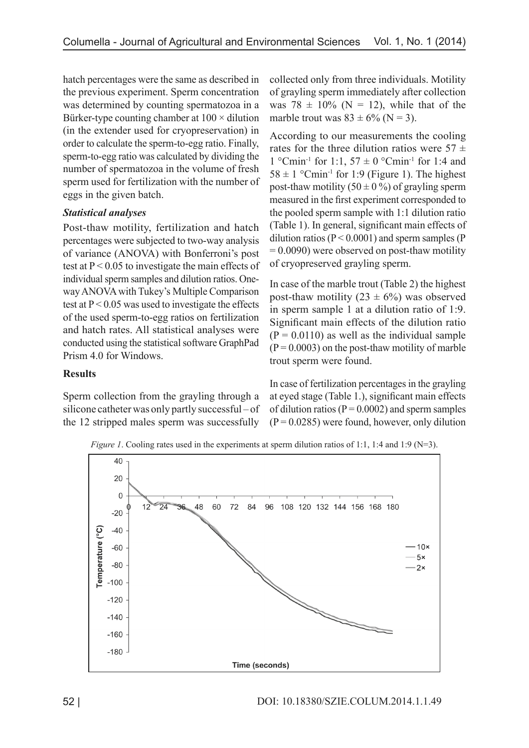hatch percentages were the same as described in the previous experiment. Sperm concentration was determined by counting spermatozoa in a Bürker-type counting chamber at 100 × dilution (in the extender used for cryopreservation) in order to calculate the sperm-to-egg ratio. Finally, sperm-to-egg ratio was calculated by dividing the number of spermatozoa in the volume of fresh sperm used for fertilization with the number of eggs in the given batch.

### *Statistical analyses*

Post-thaw motility, fertilization and hatch percentages were subjected to two-way analysis of variance (ANOVA) with Bonferroni's post test at $P < 0.05$ to investigate the main effects of individual sperm samples and dilution ratios. One-way ANOVA with Tukey's Multiple Comparison test at $P < 0.05$ was used to investigate the effects of the used sperm-to-egg ratios on fertilization and hatch rates. All statistical analyses were conducted using the statistical software GraphPad Prism 4.0 for Windows.

## Results

Sperm collection from the grayling through a silicone catheter was only partly successful – of the 12 stripped males sperm was successfully collected only from three individuals. Motility of grayling sperm immediately after collection was 78 ± 10% (N = 12), while that of the marble trout was 83 ± 6% (N = 3).

According to our measurements the cooling rates for the three dilution ratios were 57 ± 1 °Cmin$^{-1}$ for 1:1, 57 ± 0 °Cmin$^{-1}$ for 1:4 and 58 ± 1 °Cmin$^{-1}$ for 1:9 (Figure 1). The highest post-thaw motility (50 ± 0 %) of grayling sperm measured in the first experiment corresponded to the pooled sperm sample with 1:1 dilution ratio (Table 1). In general, significant main effects of dilution ratios ($P < 0.0001$) and sperm samples ($P = 0.0090$) were observed on post-thaw motility of cryopreserved grayling sperm.

In case of the marble trout (Table 2) the highest post-thaw motility (23 ± 6%) was observed in sperm sample 1 at a dilution ratio of 1:9. Significant main effects of the dilution ratio ($P = 0.0110$) as well as the individual sample ($P = 0.0003$) on the post-thaw motility of marble trout sperm were found.

In case of fertilization percentages in the grayling at eyed stage (Table 1.), significant main effects of dilution ratios ($P = 0.0002$) and sperm samples ($P = 0.0285$) were found, however, only dilution

*Figure 1*. Cooling rates used in the experiments at sperm dilution ratios of 1:1, 1:4 and 1:9 (N=3).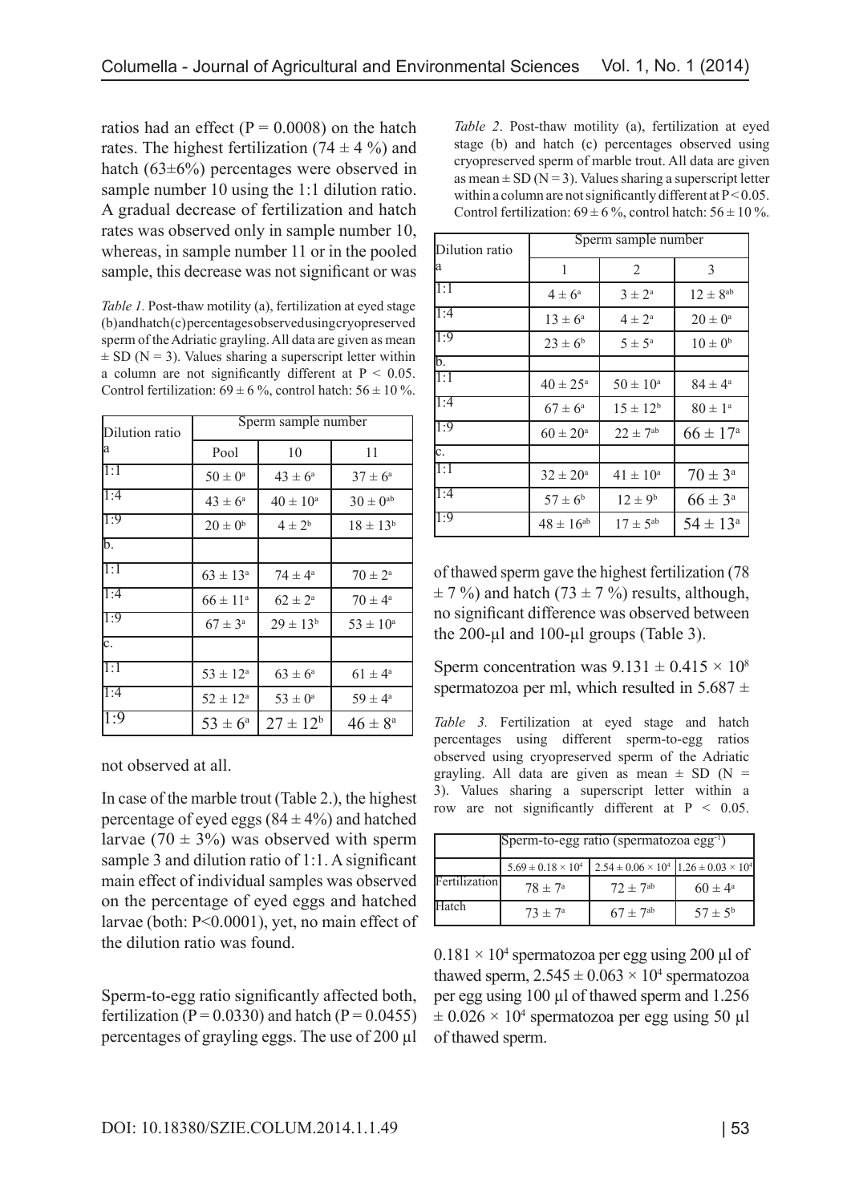ratios had an effect ($P = 0.0008$) on the hatch rates. The highest fertilization ($74 \pm 4$ %) and hatch ($63 \pm 6$%) percentages were observed in sample number 10 using the 1:1 dilution ratio. A gradual decrease of fertilization and hatch rates was observed only in sample number 10, whereas, in sample number 11 or in the pooled sample, this decrease was not significant or was not observed at all.

*Table 1.* Post-thaw motility (a), fertilization at eyed stage (b) and hatch (c) percentages observed using cryopreserved sperm of the Adriatic grayling. All data are given as mean ± SD (N = 3). Values sharing a superscript letter within a column are not significantly different at $P < 0.05$. Control fertilization: $69 \pm 6$ %, control hatch: $56 \pm 10$ %.

| Dilution ratio | Sperm sample number | | |
|---|---|---|---|
| a | Pool | 10 | 11 |
| 1:1 | $50 \pm 0^a$ | $43 \pm 6^a$ | $37 \pm 6^a$ |
| 1:4 | $43 \pm 6^a$ | $40 \pm 10^a$ | $30 \pm 0^{ab}$ |
| 1:9 | $20 \pm 0^b$ | $4 \pm 2^b$ | $18 \pm 13^b$ |
| b. | | | |
| 1:1 | $63 \pm 13^a$ | $74 \pm 4^a$ | $70 \pm 2^a$ |
| 1:4 | $66 \pm 11^a$ | $62 \pm 2^a$ | $70 \pm 4^a$ |
| 1:9 | $67 \pm 3^a$ | $29 \pm 13^b$ | $53 \pm 10^a$ |
| c. | | | |
| 1:1 | $53 \pm 12^a$ | $63 \pm 6^a$ | $61 \pm 4^a$ |
| 1:4 | $52 \pm 12^a$ | $53 \pm 0^a$ | $59 \pm 4^a$ |
| 1:9 | $53 \pm 6^a$ | $27 \pm 12^b$ | $46 \pm 8^a$ |

In case of the marble trout (Table 2.), the highest percentage of eyed eggs ($84 \pm 4$%) and hatched larvae ($70 \pm 3$%) was observed with sperm sample 3 and dilution ratio of 1:1. A significant main effect of individual samples was observed on the percentage of eyed eggs and hatched larvae (both: $P<0.0001$), yet, no main effect of the dilution ratio was found.

*Table 2.* Post-thaw motility (a), fertilization at eyed stage (b) and hatch (c) percentages observed using cryopreserved sperm of marble trout. All data are given as mean ± SD (N = 3). Values sharing a superscript letter within a column are not significantly different at $P < 0.05$. Control fertilization: $69 \pm 6$ %, control hatch: $56 \pm 10$ %.

| Dilution ratio | Sperm sample number | | |
|---|---|---|---|
| a | 1 | 2 | 3 |
| 1:1 | $4 \pm 6^a$ | $3 \pm 2^a$ | $12 \pm 8^{ab}$ |
| 1:4 | $13 \pm 6^a$ | $4 \pm 2^a$ | $20 \pm 0^a$ |
| 1:9 | $23 \pm 6^b$ | $5 \pm 5^a$ | $10 \pm 0^b$ |
| b. | | | |
| 1:1 | $40 \pm 25^a$ | $50 \pm 10^a$ | $84 \pm 4^a$ |
| 1:4 | $67 \pm 6^a$ | $15 \pm 12^b$ | $80 \pm 1^a$ |
| 1:9 | $60 \pm 20^a$ | $22 \pm 7^{ab}$ | $66 \pm 17^a$ |
| c. | | | |
| 1:1 | $32 \pm 20^a$ | $41 \pm 10^a$ | $70 \pm 3^a$ |
| 1:4 | $57 \pm 6^b$ | $12 \pm 9^b$ | $66 \pm 3^a$ |
| 1:9 | $48 \pm 16^{ab}$ | $17 \pm 5^{ab}$ | $54 \pm 13^a$ |

Sperm-to-egg ratio significantly affected both, fertilization ($P = 0.0330$) and hatch ($P = 0.0455$) percentages of grayling eggs. The use of 200 µl of thawed sperm gave the highest fertilization ($78 \pm 7$ %) and hatch ($73 \pm 7$ %) results, although, no significant difference was observed between the 200-µl and 100-µl groups (Table 3).

Sperm concentration was $9.131 \pm 0.415 \times 10^8$ spermatozoa per ml, which resulted in $5.687 \pm 0.181 \times 10^4$ spermatozoa per egg using 200 µl of thawed sperm, $2.545 \pm 0.063 \times 10^4$ spermatozoa per egg using 100 µl of thawed sperm and $1.256 \pm 0.026 \times 10^4$ spermatozoa per egg using 50 µl of thawed sperm.

*Table 3.* Fertilization at eyed stage and hatch percentages using different sperm-to-egg ratios observed using cryopreserved sperm of the Adriatic grayling. All data are given as mean ± SD (N = 3). Values sharing a superscript letter within a row are not significantly different at $P < 0.05$.

| | Sperm-to-egg ratio (spermatozoa egg$^{-1}$) | | |
|---|---|---|---|
| | $5.69 \pm 0.18 \times 10^4$ | $2.54 \pm 0.06 \times 10^4$ | $1.26 \pm 0.03 \times 10^4$ |
| Fertilization | $78 \pm 7^a$ | $72 \pm 7^{ab}$ | $60 \pm 4^a$ |
| Hatch | $73 \pm 7^a$ | $67 \pm 7^{ab}$ | $57 \pm 5^b$ |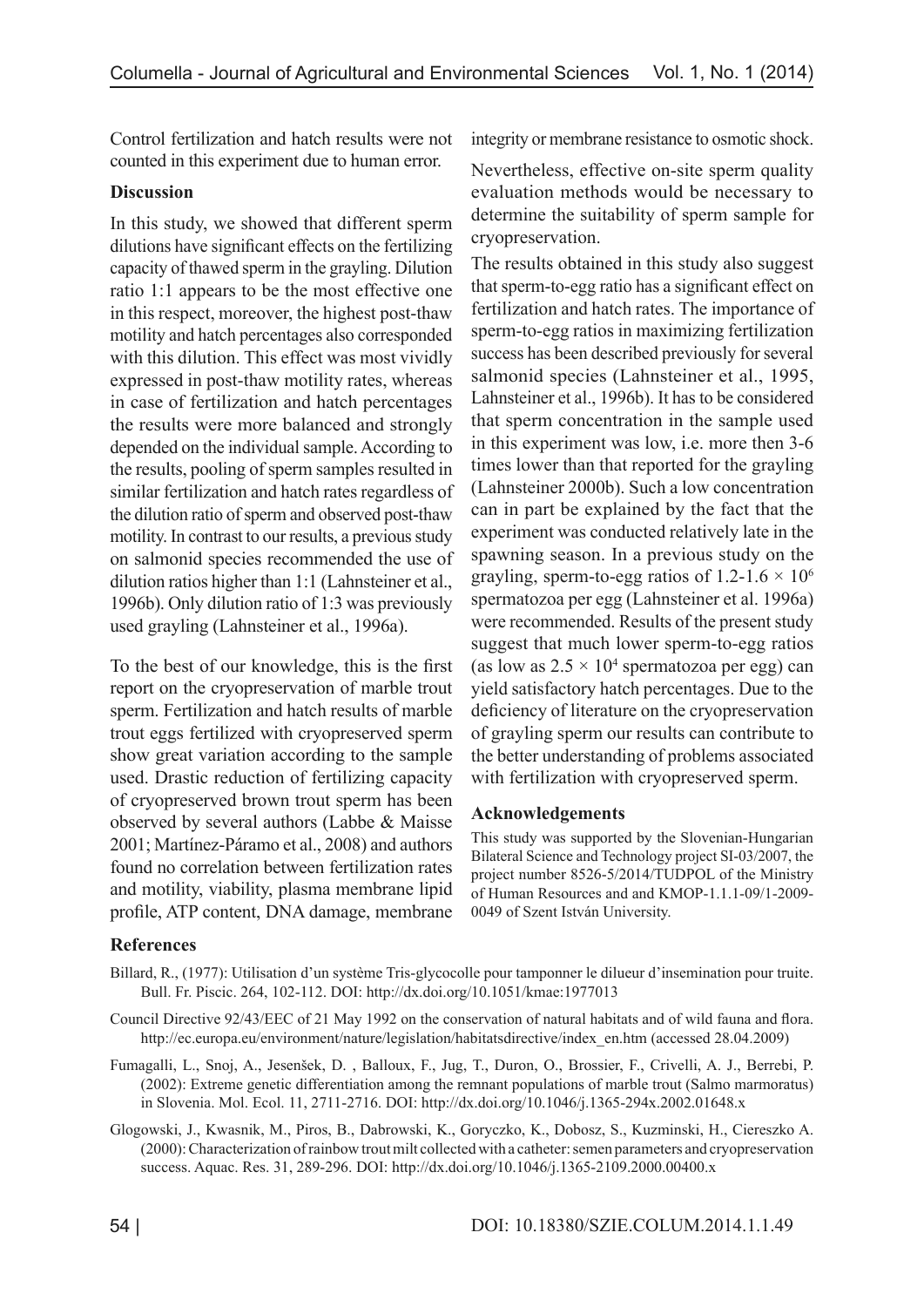Control fertilization and hatch results were not counted in this experiment due to human error.

**Discussion**

In this study, we showed that different sperm dilutions have significant effects on the fertilizing capacity of thawed sperm in the grayling. Dilution ratio 1:1 appears to be the most effective one in this respect, moreover, the highest post-thaw motility and hatch percentages also corresponded with this dilution. This effect was most vividly expressed in post-thaw motility rates, whereas in case of fertilization and hatch percentages the results were more balanced and strongly depended on the individual sample. According to the results, pooling of sperm samples resulted in similar fertilization and hatch rates regardless of the dilution ratio of sperm and observed post-thaw motility. In contrast to our results, a previous study on salmonid species recommended the use of dilution ratios higher than 1:1 (Lahnsteiner et al., 1996b). Only dilution ratio of 1:3 was previously used grayling (Lahnsteiner et al., 1996a).

To the best of our knowledge, this is the first report on the cryopreservation of marble trout sperm. Fertilization and hatch results of marble trout eggs fertilized with cryopreserved sperm show great variation according to the sample used. Drastic reduction of fertilizing capacity of cryopreserved brown trout sperm has been observed by several authors (Labbe & Maisse 2001; Martínez-Páramo et al., 2008) and authors found no correlation between fertilization rates and motility, viability, plasma membrane lipid profile, ATP content, DNA damage, membrane integrity or membrane resistance to osmotic shock.

Nevertheless, effective on-site sperm quality evaluation methods would be necessary to determine the suitability of sperm sample for cryopreservation.

The results obtained in this study also suggest that sperm-to-egg ratio has a significant effect on fertilization and hatch rates. The importance of sperm-to-egg ratios in maximizing fertilization success has been described previously for several salmonid species (Lahnsteiner et al., 1995, Lahnsteiner et al., 1996b). It has to be considered that sperm concentration in the sample used in this experiment was low, i.e. more then 3-6 times lower than that reported for the grayling (Lahnsteiner 2000b). Such a low concentration can in part be explained by the fact that the experiment was conducted relatively late in the spawning season. In a previous study on the grayling, sperm-to-egg ratios of $1.2\text{-}1.6 \times 10^6$ spermatozoa per egg (Lahnsteiner et al. 1996a) were recommended. Results of the present study suggest that much lower sperm-to-egg ratios (as low as $2.5 \times 10^4$ spermatozoa per egg) can yield satisfactory hatch percentages. Due to the deficiency of literature on the cryopreservation of grayling sperm our results can contribute to the better understanding of problems associated with fertilization with cryopreserved sperm.

**Acknowledgements**

This study was supported by the Slovenian-Hungarian Bilateral Science and Technology project SI-03/2007, the project number 8526-5/2014/TUDPOL of the Ministry of Human Resources and and KMOP-1.1.1-09/1-2009-0049 of Szent István University.

**References**

Billard, R., (1977): Utilisation d'un système Tris-glycocolle pour tamponner le dilueur d'insemination pour truite. Bull. Fr. Piscic. 264, 102-112. DOI: http://dx.doi.org/10.1051/kmae:1977013

Council Directive 92/43/EEC of 21 May 1992 on the conservation of natural habitats and of wild fauna and flora. http://ec.europa.eu/environment/nature/legislation/habitatsdirective/index_en.htm (accessed 28.04.2009)

Fumagalli, L., Snoj, A., Jesenšek, D. , Balloux, F., Jug, T., Duron, O., Brossier, F., Crivelli, A. J., Berrebi, P. (2002): Extreme genetic differentiation among the remnant populations of marble trout (Salmo marmoratus) in Slovenia. Mol. Ecol. 11, 2711-2716. DOI: http://dx.doi.org/10.1046/j.1365-294x.2002.01648.x

Glogowski, J., Kwasnik, M., Piros, B., Dabrowski, K., Goryczko, K., Dobosz, S., Kuzminski, H., Ciereszko A. (2000): Characterization of rainbow trout milt collected with a catheter: semen parameters and cryopreservation success. Aquac. Res. 31, 289-296. DOI: http://dx.doi.org/10.1046/j.1365-2109.2000.00400.x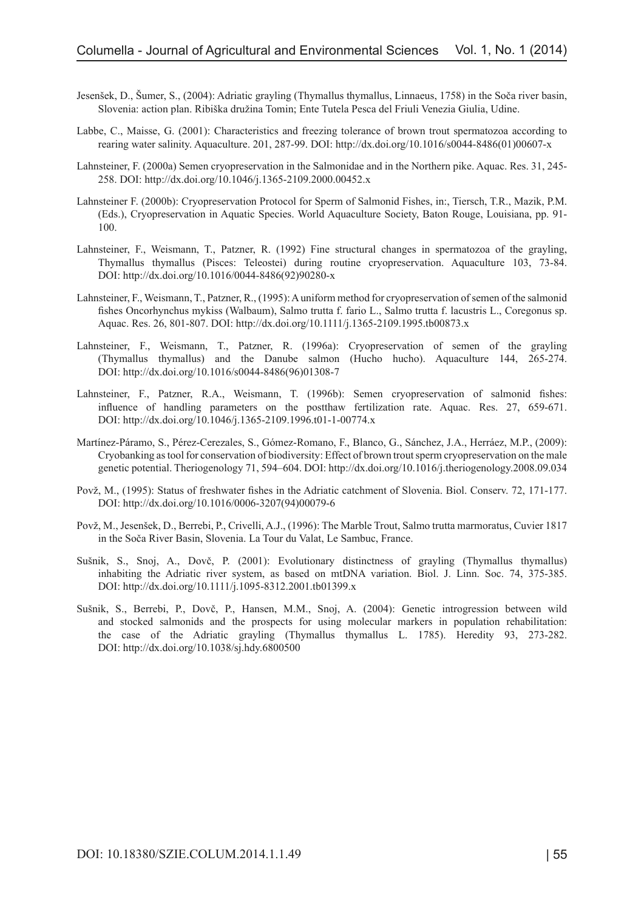Jesenšek, D., Šumer, S., (2004): Adriatic grayling (Thymallus thymallus, Linnaeus, 1758) in the Soča river basin, Slovenia: action plan. Ribiška družina Tomin; Ente Tutela Pesca del Friuli Venezia Giulia, Udine.

Labbe, C., Maisse, G. (2001): Characteristics and freezing tolerance of brown trout spermatozoa according to rearing water salinity. Aquaculture. 201, 287-99. DOI: http://dx.doi.org/10.1016/s0044-8486(01)00607-x

Lahnsteiner, F. (2000a) Semen cryopreservation in the Salmonidae and in the Northern pike. Aquac. Res. 31, 245-258. DOI: http://dx.doi.org/10.1046/j.1365-2109.2000.00452.x

Lahnsteiner F. (2000b): Cryopreservation Protocol for Sperm of Salmonid Fishes, in:, Tiersch, T.R., Mazik, P.M. (Eds.), Cryopreservation in Aquatic Species. World Aquaculture Society, Baton Rouge, Louisiana, pp. 91-100.

Lahnsteiner, F., Weismann, T., Patzner, R. (1992) Fine structural changes in spermatozoa of the grayling, Thymallus thymallus (Pisces: Teleostei) during routine cryopreservation. Aquaculture 103, 73-84. DOI: http://dx.doi.org/10.1016/0044-8486(92)90280-x

Lahnsteiner, F., Weismann, T., Patzner, R., (1995): A uniform method for cryopreservation of semen of the salmonid fishes Oncorhynchus mykiss (Walbaum), Salmo trutta f. fario L., Salmo trutta f. lacustris L., Coregonus sp. Aquac. Res. 26, 801-807. DOI: http://dx.doi.org/10.1111/j.1365-2109.1995.tb00873.x

Lahnsteiner, F., Weismann, T., Patzner, R. (1996a): Cryopreservation of semen of the grayling (Thymallus thymallus) and the Danube salmon (Hucho hucho). Aquaculture 144, 265-274. DOI: http://dx.doi.org/10.1016/s0044-8486(96)01308-7

Lahnsteiner, F., Patzner, R.A., Weismann, T. (1996b): Semen cryopreservation of salmonid fishes: influence of handling parameters on the postthaw fertilization rate. Aquac. Res. 27, 659-671. DOI: http://dx.doi.org/10.1046/j.1365-2109.1996.t01-1-00774.x

Martínez-Páramo, S., Pérez-Cerezales, S., Gómez-Romano, F., Blanco, G., Sánchez, J.A., Herráez, M.P., (2009): Cryobanking as tool for conservation of biodiversity: Effect of brown trout sperm cryopreservation on the male genetic potential. Theriogenology 71, 594–604. DOI: http://dx.doi.org/10.1016/j.theriogenology.2008.09.034

Povž, M., (1995): Status of freshwater fishes in the Adriatic catchment of Slovenia. Biol. Conserv. 72, 171-177. DOI: http://dx.doi.org/10.1016/0006-3207(94)00079-6

Povž, M., Jesenšek, D., Berrebi, P., Crivelli, A.J., (1996): The Marble Trout, Salmo trutta marmoratus, Cuvier 1817 in the Soča River Basin, Slovenia. La Tour du Valat, Le Sambuc, France.

Sušnik, S., Snoj, A., Dovč, P. (2001): Evolutionary distinctness of grayling (Thymallus thymallus) inhabiting the Adriatic river system, as based on mtDNA variation. Biol. J. Linn. Soc. 74, 375-385. DOI: http://dx.doi.org/10.1111/j.1095-8312.2001.tb01399.x

Sušnik, S., Berrebi, P., Dovč, P., Hansen, M.M., Snoj, A. (2004): Genetic introgression between wild and stocked salmonids and the prospects for using molecular markers in population rehabilitation: the case of the Adriatic grayling (Thymallus thymallus L. 1785). Heredity 93, 273-282. DOI: http://dx.doi.org/10.1038/sj.hdy.6800500